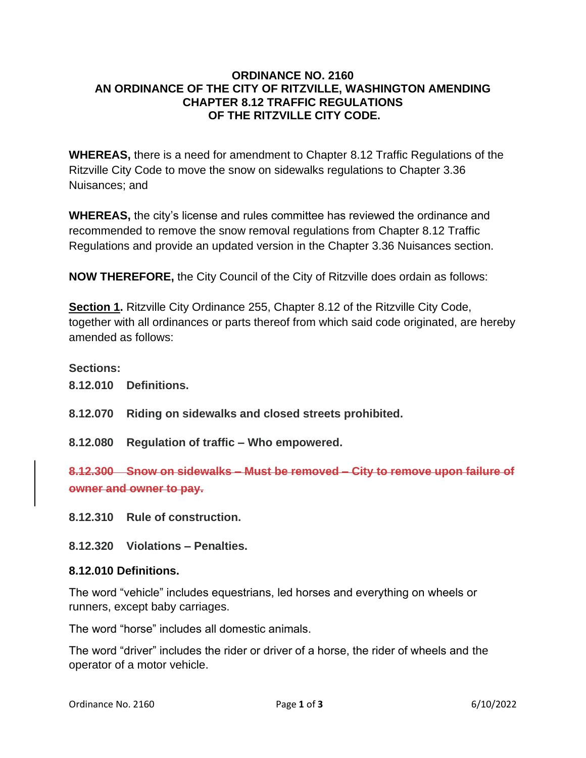# ORDINANCE NO. 2160
## AN ORDINANCE OF THE CITY OF RITZVILLE, WASHINGTON AMENDING CHAPTER 8.12 TRAFFIC REGULATIONS OF THE RITZVILLE CITY CODE.

**WHEREAS,** there is a need for amendment to Chapter 8.12 Traffic Regulations of the Ritzville City Code to move the snow on sidewalks regulations to Chapter 3.36 Nuisances; and

**WHEREAS,** the city's license and rules committee has reviewed the ordinance and recommended to remove the snow removal regulations from Chapter 8.12 Traffic Regulations and provide an updated version in the Chapter 3.36 Nuisances section.

**NOW THEREFORE,** the City Council of the City of Ritzville does ordain as follows:

**Section 1.** Ritzville City Ordinance 255, Chapter 8.12 of the Ritzville City Code, together with all ordinances or parts thereof from which said code originated, are hereby amended as follows:

**Sections:**

**8.12.010 Definitions.**

**8.12.070 Riding on sidewalks and closed streets prohibited.**

**8.12.080 Regulation of traffic – Who empowered.**

~~**8.12.300 Snow on sidewalks – Must be removed – City to remove upon failure of owner and owner to pay.**~~

**8.12.310 Rule of construction.**

**8.12.320 Violations – Penalties.**

### 8.12.010 Definitions.

The word "vehicle" includes equestrians, led horses and everything on wheels or runners, except baby carriages.

The word "horse" includes all domestic animals.

The word "driver" includes the rider or driver of a horse, the rider of wheels and the operator of a motor vehicle.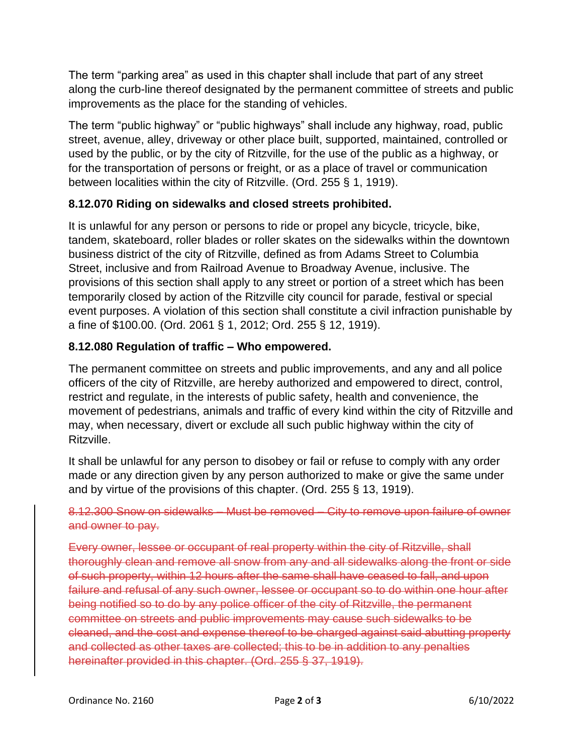The term "parking area" as used in this chapter shall include that part of any street along the curb-line thereof designated by the permanent committee of streets and public improvements as the place for the standing of vehicles.

The term "public highway" or "public highways" shall include any highway, road, public street, avenue, alley, driveway or other place built, supported, maintained, controlled or used by the public, or by the city of Ritzville, for the use of the public as a highway, or for the transportation of persons or freight, or as a place of travel or communication between localities within the city of Ritzville. (Ord. 255 § 1, 1919).

### 8.12.070 Riding on sidewalks and closed streets prohibited.

It is unlawful for any person or persons to ride or propel any bicycle, tricycle, bike, tandem, skateboard, roller blades or roller skates on the sidewalks within the downtown business district of the city of Ritzville, defined as from Adams Street to Columbia Street, inclusive and from Railroad Avenue to Broadway Avenue, inclusive. The provisions of this section shall apply to any street or portion of a street which has been temporarily closed by action of the Ritzville city council for parade, festival or special event purposes. A violation of this section shall constitute a civil infraction punishable by a fine of $100.00. (Ord. 2061 § 1, 2012; Ord. 255 § 12, 1919).

### 8.12.080 Regulation of traffic – Who empowered.

The permanent committee on streets and public improvements, and any and all police officers of the city of Ritzville, are hereby authorized and empowered to direct, control, restrict and regulate, in the interests of public safety, health and convenience, the movement of pedestrians, animals and traffic of every kind within the city of Ritzville and may, when necessary, divert or exclude all such public highway within the city of Ritzville.

It shall be unlawful for any person to disobey or fail or refuse to comply with any order made or any direction given by any person authorized to make or give the same under and by virtue of the provisions of this chapter. (Ord. 255 § 13, 1919).

~~8.12.300 Snow on sidewalks – Must be removed – City to remove upon failure of owner and owner to pay.~~

~~Every owner, lessee or occupant of real property within the city of Ritzville, shall thoroughly clean and remove all snow from any and all sidewalks along the front or side of such property, within 12 hours after the same shall have ceased to fall, and upon failure and refusal of any such owner, lessee or occupant so to do within one hour after being notified so to do by any police officer of the city of Ritzville, the permanent committee on streets and public improvements may cause such sidewalks to be cleaned, and the cost and expense thereof to be charged against said abutting property and collected as other taxes are collected; this to be in addition to any penalties hereinafter provided in this chapter. (Ord. 255 § 37, 1919).~~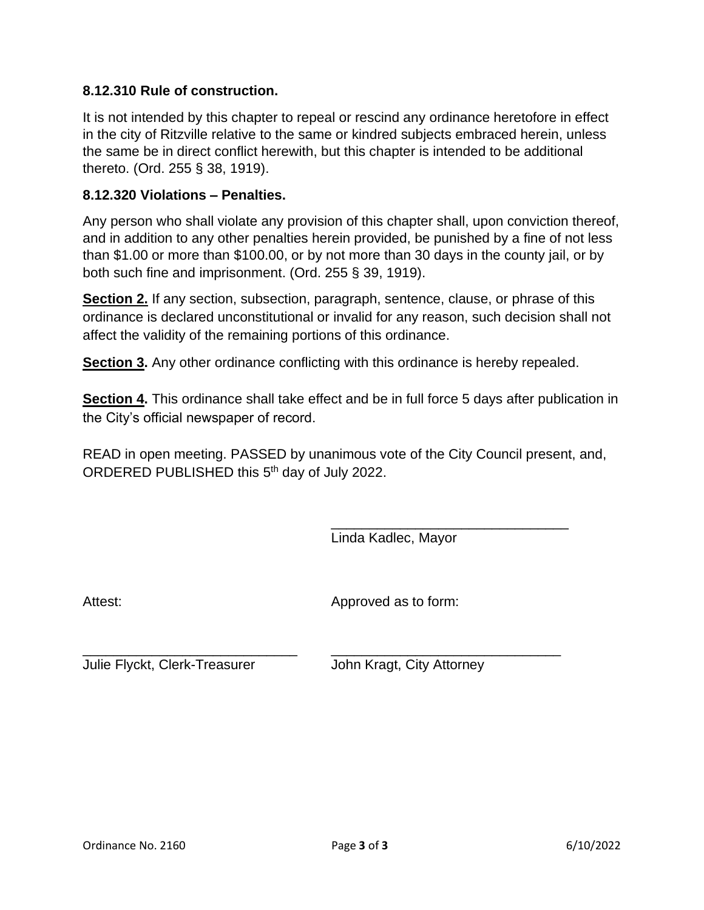**8.12.310 Rule of construction.**

It is not intended by this chapter to repeal or rescind any ordinance heretofore in effect in the city of Ritzville relative to the same or kindred subjects embraced herein, unless the same be in direct conflict herewith, but this chapter is intended to be additional thereto. (Ord. 255 § 38, 1919).

**8.12.320 Violations – Penalties.**

Any person who shall violate any provision of this chapter shall, upon conviction thereof, and in addition to any other penalties herein provided, be punished by a fine of not less than $1.00 or more than $100.00, or by not more than 30 days in the county jail, or by both such fine and imprisonment. (Ord. 255 § 39, 1919).

**Section 2.** If any section, subsection, paragraph, sentence, clause, or phrase of this ordinance is declared unconstitutional or invalid for any reason, such decision shall not affect the validity of the remaining portions of this ordinance.

**Section 3.** Any other ordinance conflicting with this ordinance is hereby repealed.

**Section 4.** This ordinance shall take effect and be in full force 5 days after publication in the City's official newspaper of record.

READ in open meeting. PASSED by unanimous vote of the City Council present, and, ORDERED PUBLISHED this 5th day of July 2022.

\_\_\_\_\_\_\_\_\_\_\_\_\_\_\_\_\_\_\_\_\_\_\_\_\_\_\_\_\_\_\_\_
Linda Kadlec, Mayor

Attest:

\_\_\_\_\_\_\_\_\_\_\_\_\_\_\_\_\_\_\_\_\_\_\_\_\_\_\_\_\_\_\_\_
Julie Flyckt, Clerk-Treasurer

Approved as to form:

\_\_\_\_\_\_\_\_\_\_\_\_\_\_\_\_\_\_\_\_\_\_\_\_\_\_\_\_\_\_\_\_
John Kragt, City Attorney